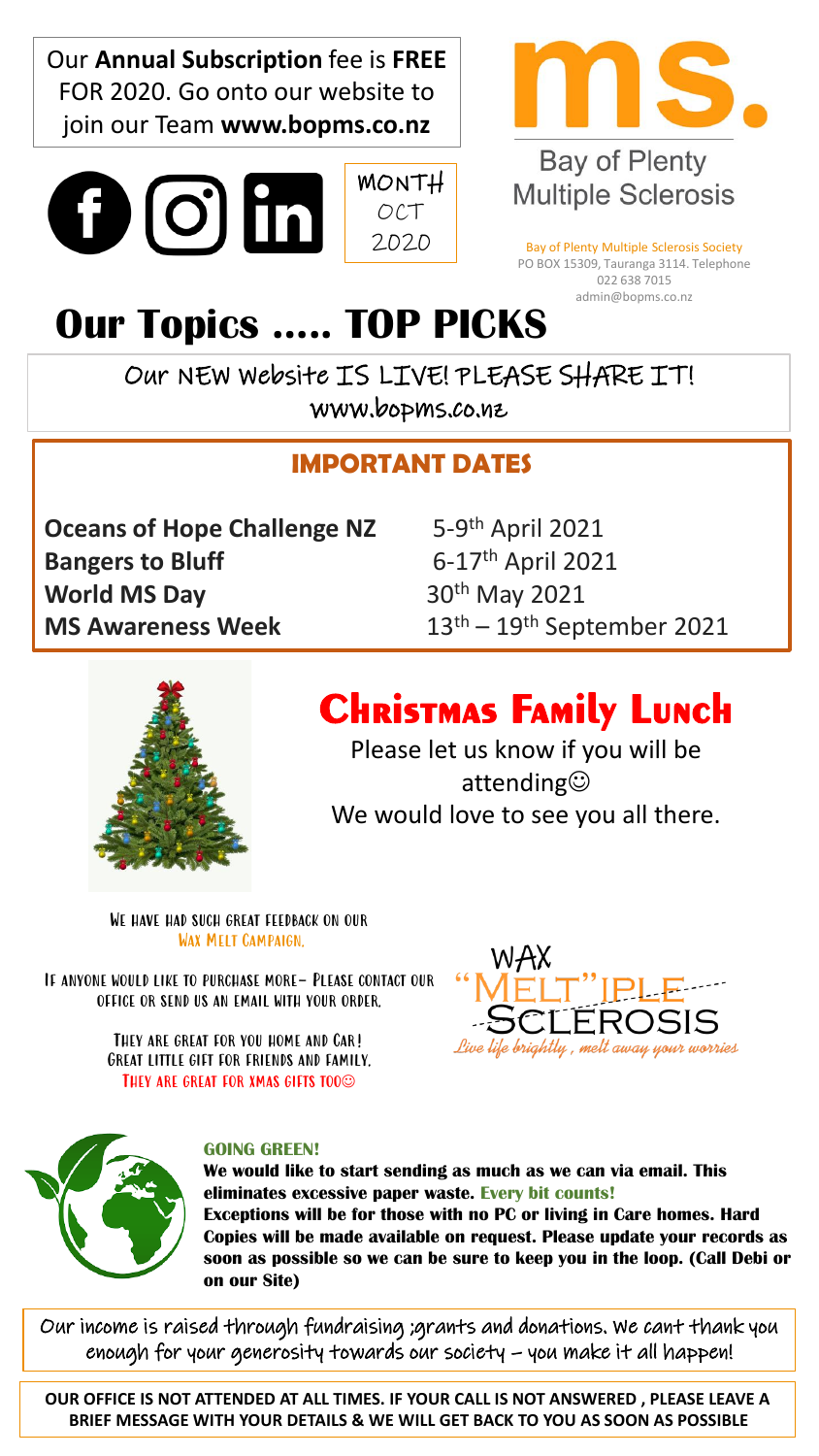Our **Annual Subscription** fee is **FREE** FOR 2020. Go onto our website to join our Team **www.bopms.co.nz**

MONTH
OCT
2020

**ms.**

Bay of Plenty
Multiple Sclerosis

Bay of Plenty Multiple Sclerosis Society
PO BOX 15309, Tauranga 3114. Telephone 022 638 7015
admin@bopms.co.nz

# Our Topics ..... TOP PICKS

Our NEW Website IS LIVE! PLEASE SHARE IT!
www.bopms.co.nz

## IMPORTANT DATES

| | |
|---|---|
| **Oceans of Hope Challenge NZ** | 5-9th April 2021 |
| **Bangers to Bluff** | 6-17th April 2021 |
| **World MS Day** | 30th May 2021 |
| **MS Awareness Week** | 13th – 19th September 2021 |

## Christmas Family Lunch

Please let us know if you will be attending☺
We would love to see you all there.

We have had such great feedback on our Wax Melt Campaign.

If anyone would like to purchase more– Please contact our office or send us an email with your order.

They are great for you home and Car!
Great little gift for friends and family.
They are great for Xmas gifts too☺

WAX
"MELT"IPLE
SCLEROSIS
*Live life brightly , melt away your worries*

**GOING GREEN!**

**We would like to start sending as much as we can via email. This eliminates excessive paper waste. Every bit counts!**
**Exceptions will be for those with no PC or living in Care homes. Hard Copies will be made available on request. Please update your records as soon as possible so we can be sure to keep you in the loop. (Call Debi or on our Site)**

Our income is raised through fundraising ;grants and donations. We cant thank you enough for your generosity towards our society – you make it all happen!

**OUR OFFICE IS NOT ATTENDED AT ALL TIMES. IF YOUR CALL IS NOT ANSWERED , PLEASE LEAVE A BRIEF MESSAGE WITH YOUR DETAILS & WE WILL GET BACK TO YOU AS SOON AS POSSIBLE**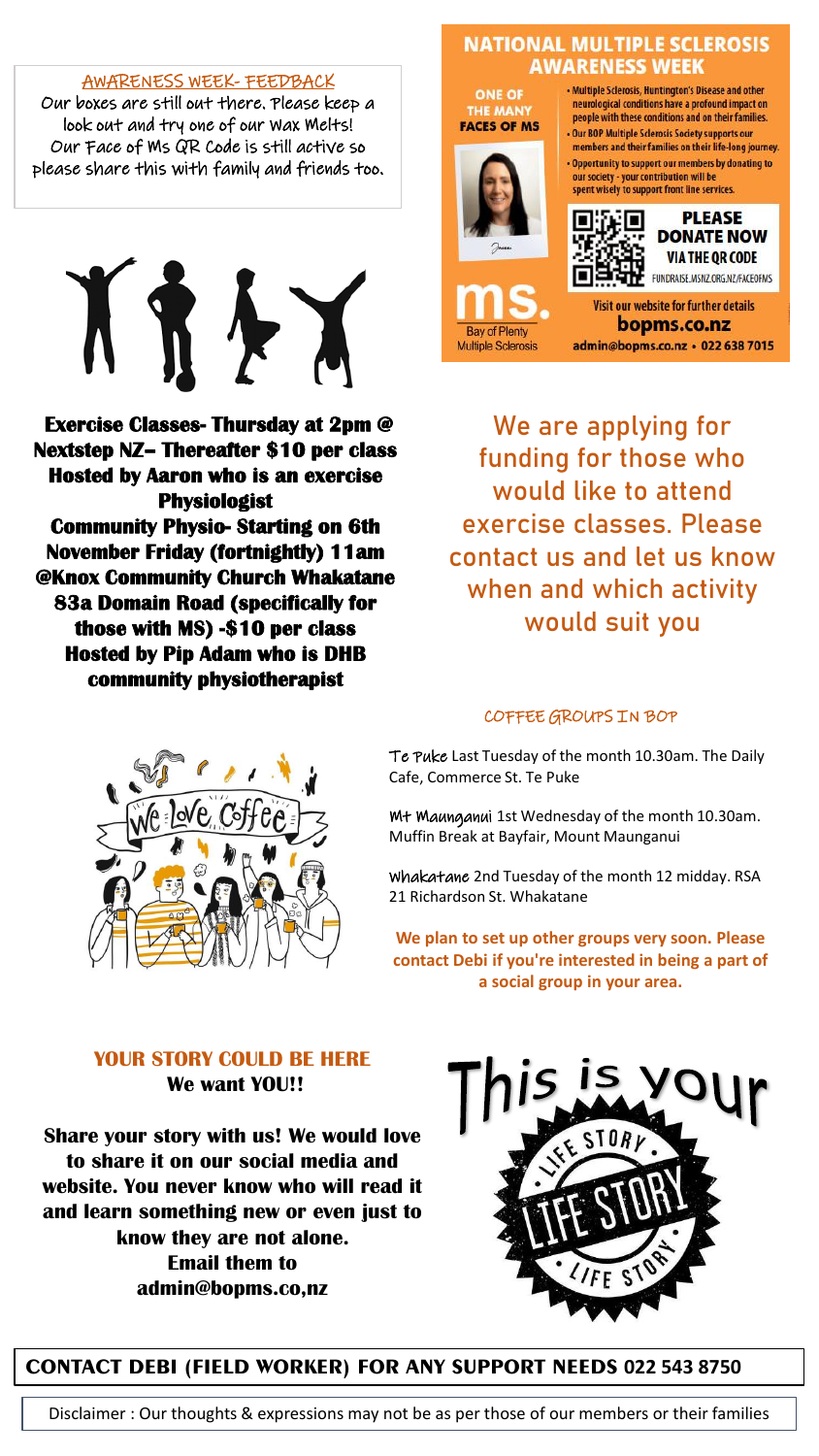## AWARENESS WEEK- FEEDBACK

Our boxes are still out there. Please keep a look out and try one of our Wax Melts!
Our Face of Ms QR Code is still active so please share this with family and friends too.

## NATIONAL MULTIPLE SCLEROSIS AWARENESS WEEK

ONE OF THE MANY FACES OF MS

- Multiple Sclerosis, Huntington's Disease and other neurological conditions have a profound impact on people with these conditions and on their families.
- Our BOP Multiple Sclerosis Society supports our members and their families on their life-long journey.
- Opportunity to support our members by donating to our society - your contribution will be spent wisely to support front line services.

**PLEASE DONATE NOW VIA THE QR CODE**

FUNDRAISE.MSNZ.ORG.NZ/FACEOFMS

ms. Bay of Plenty Multiple Sclerosis

Visit our website for further details
**bopms.co.nz**
**admin@bopms.co.nz • 022 638 7015**

**Exercise Classes- Thursday at 2pm @ Nextstep NZ– Thereafter $10 per class Hosted by Aaron who is an exercise Physiologist**

**Community Physio- Starting on 6th November Friday (fortnightly) 11am @Knox Community Church Whakatane 83a Domain Road (specifically for those with MS) -$10 per class Hosted by Pip Adam who is DHB community physiotherapist**

We are applying for funding for those who would like to attend exercise classes. Please contact us and let us know when and which activity would suit you

## COFFEE GROUPS IN BOP

Te Puke Last Tuesday of the month 10.30am. The Daily Cafe, Commerce St. Te Puke

Mt Maunganui 1st Wednesday of the month 10.30am. Muffin Break at Bayfair, Mount Maunganui

Whakatane 2nd Tuesday of the month 12 midday. RSA 21 Richardson St. Whakatane

**We plan to set up other groups very soon. Please contact Debi if you're interested in being a part of a social group in your area.**

**YOUR STORY COULD BE HERE**
**We want YOU!!**

**Share your story with us! We would love to share it on our social media and website. You never know who will read it and learn something new or even just to know they are not alone. Email them to admin@bopms.co,nz**

This is your LIFE STORY

**CONTACT DEBI (FIELD WORKER) FOR ANY SUPPORT NEEDS 022 543 8750**

Disclaimer : Our thoughts & expressions may not be as per those of our members or their families